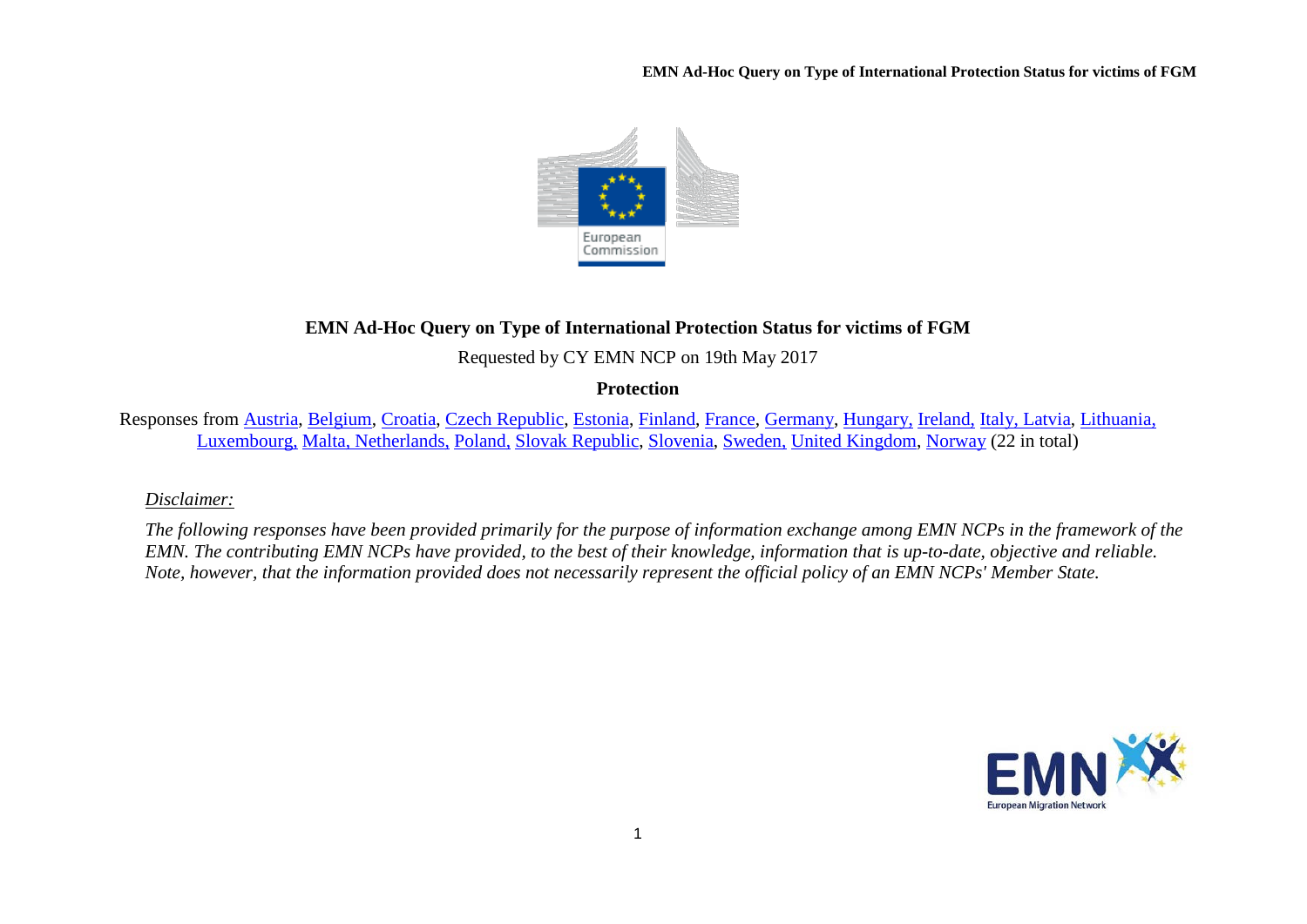# EMN Ad-Hoc Query on Type of International Protection Status for victims of FGM

Requested by CY EMN NCP on 19th May 2017

**Protection**

Responses from Austria, Belgium, Croatia, Czech Republic, Estonia, Finland, France, Germany, Hungary, Ireland, Italy, Latvia, Lithuania, Luxembourg, Malta, Netherlands, Poland, Slovak Republic, Slovenia, Sweden, United Kingdom, Norway (22 in total)

*Disclaimer:*

*The following responses have been provided primarily for the purpose of information exchange among EMN NCPs in the framework of the EMN. The contributing EMN NCPs have provided, to the best of their knowledge, information that is up-to-date, objective and reliable. Note, however, that the information provided does not necessarily represent the official policy of an EMN NCPs' Member State.*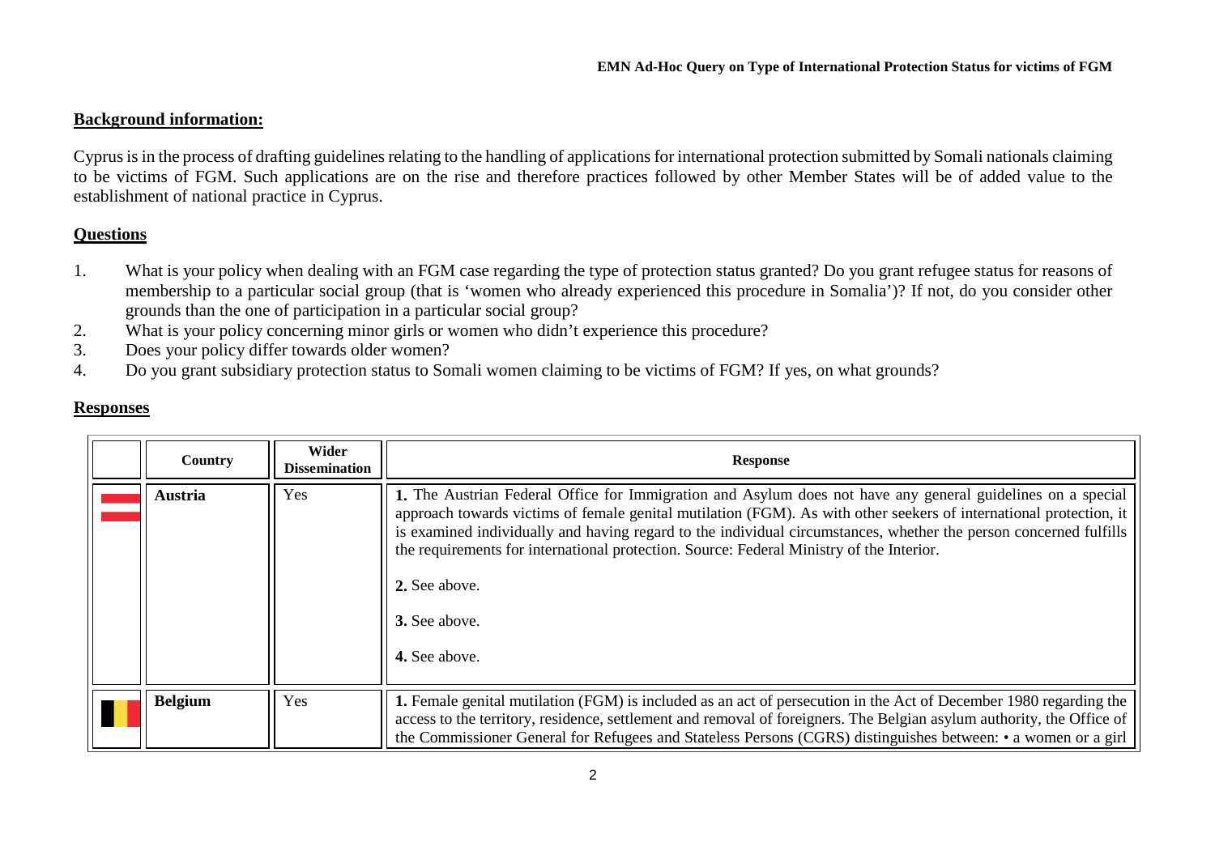## Background information:

Cyprus is in the process of drafting guidelines relating to the handling of applications for international protection submitted by Somali nationals claiming to be victims of FGM. Such applications are on the rise and therefore practices followed by other Member States will be of added value to the establishment of national practice in Cyprus.

## Questions

1. What is your policy when dealing with an FGM case regarding the type of protection status granted? Do you grant refugee status for reasons of membership to a particular social group (that is 'women who already experienced this procedure in Somalia')? If not, do you consider other grounds than the one of participation in a particular social group?
2. What is your policy concerning minor girls or women who didn't experience this procedure?
3. Does your policy differ towards older women?
4. Do you grant subsidiary protection status to Somali women claiming to be victims of FGM? If yes, on what grounds?

## Responses

| | Country | Wider Dissemination | Response |
|---|---|---|---|
| | **Austria** | Yes | **1.** The Austrian Federal Office for Immigration and Asylum does not have any general guidelines on a special approach towards victims of female genital mutilation (FGM). As with other seekers of international protection, it is examined individually and having regard to the individual circumstances, whether the person concerned fulfills the requirements for international protection. Source: Federal Ministry of the Interior.<br><br>**2.** See above.<br><br>**3.** See above.<br><br>**4.** See above. |
| | **Belgium** | Yes | **1.** Female genital mutilation (FGM) is included as an act of persecution in the Act of December 1980 regarding the access to the territory, residence, settlement and removal of foreigners. The Belgian asylum authority, the Office of the Commissioner General for Refugees and Stateless Persons (CGRS) distinguishes between: • a women or a girl |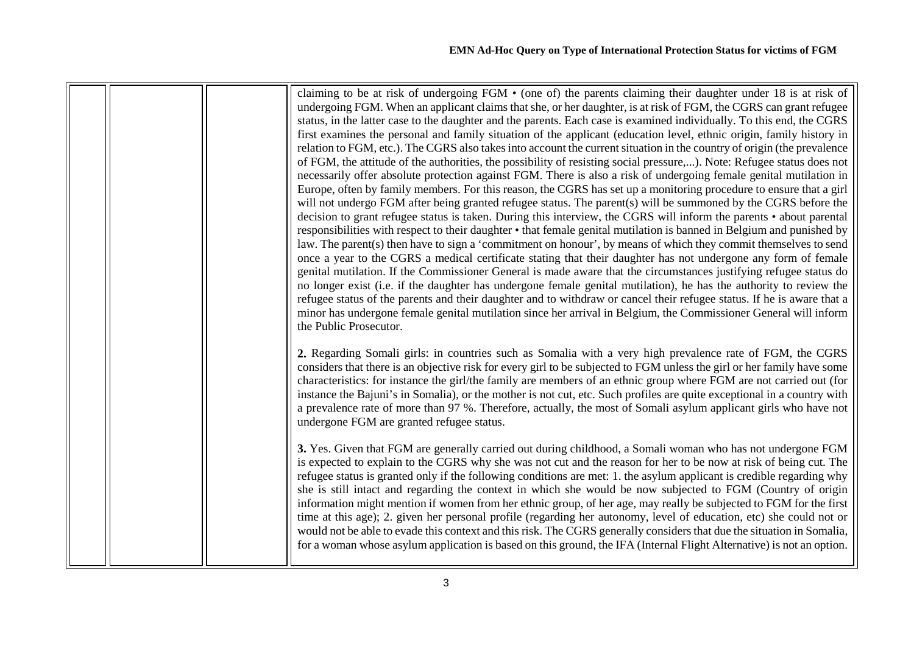| | | | |
|---|---|---|---|
| | | | claiming to be at risk of undergoing FGM • (one of) the parents claiming their daughter under 18 is at risk of undergoing FGM. When an applicant claims that she, or her daughter, is at risk of FGM, the CGRS can grant refugee status, in the latter case to the daughter and the parents. Each case is examined individually. To this end, the CGRS first examines the personal and family situation of the applicant (education level, ethnic origin, family history in relation to FGM, etc.). The CGRS also takes into account the current situation in the country of origin (the prevalence of FGM, the attitude of the authorities, the possibility of resisting social pressure,...). Note: Refugee status does not necessarily offer absolute protection against FGM. There is also a risk of undergoing female genital mutilation in Europe, often by family members. For this reason, the CGRS has set up a monitoring procedure to ensure that a girl will not undergo FGM after being granted refugee status. The parent(s) will be summoned by the CGRS before the decision to grant refugee status is taken. During this interview, the CGRS will inform the parents • about parental responsibilities with respect to their daughter • that female genital mutilation is banned in Belgium and punished by law. The parent(s) then have to sign a 'commitment on honour', by means of which they commit themselves to send once a year to the CGRS a medical certificate stating that their daughter has not undergone any form of female genital mutilation. If the Commissioner General is made aware that the circumstances justifying refugee status do no longer exist (i.e. if the daughter has undergone female genital mutilation), he has the authority to review the refugee status of the parents and their daughter and to withdraw or cancel their refugee status. If he is aware that a minor has undergone female genital mutilation since her arrival in Belgium, the Commissioner General will inform the Public Prosecutor.<br><br>**2.** Regarding Somali girls: in countries such as Somalia with a very high prevalence rate of FGM, the CGRS considers that there is an objective risk for every girl to be subjected to FGM unless the girl or her family have some characteristics: for instance the girl/the family are members of an ethnic group where FGM are not carried out (for instance the Bajuni's in Somalia), or the mother is not cut, etc. Such profiles are quite exceptional in a country with a prevalence rate of more than 97 %. Therefore, actually, the most of Somali asylum applicant girls who have not undergone FGM are granted refugee status.<br><br>**3.** Yes. Given that FGM are generally carried out during childhood, a Somali woman who has not undergone FGM is expected to explain to the CGRS why she was not cut and the reason for her to be now at risk of being cut. The refugee status is granted only if the following conditions are met: 1. the asylum applicant is credible regarding why she is still intact and regarding the context in which she would be now subjected to FGM (Country of origin information might mention if women from her ethnic group, of her age, may really be subjected to FGM for the first time at this age); 2. given her personal profile (regarding her autonomy, level of education, etc) she could not or would not be able to evade this context and this risk. The CGRS generally considers that due the situation in Somalia, for a woman whose asylum application is based on this ground, the IFA (Internal Flight Alternative) is not an option. |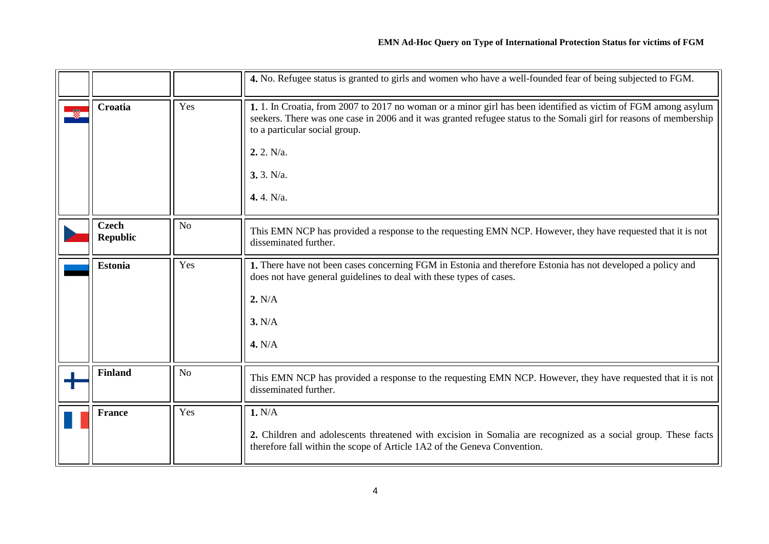| | | | |
|---|---|---|---|
| | | | **4.** No. Refugee status is granted to girls and women who have a well-founded fear of being subjected to FGM. |
| | **Croatia** | Yes | **1.** 1. In Croatia, from 2007 to 2017 no woman or a minor girl has been identified as victim of FGM among asylum seekers. There was one case in 2006 and it was granted refugee status to the Somali girl for reasons of membership to a particular social group.<br><br>**2.** 2. N/a.<br><br>**3.** 3. N/a.<br><br>**4.** 4. N/a. |
| | **Czech Republic** | No | This EMN NCP has provided a response to the requesting EMN NCP. However, they have requested that it is not disseminated further. |
| | **Estonia** | Yes | **1.** There have not been cases concerning FGM in Estonia and therefore Estonia has not developed a policy and does not have general guidelines to deal with these types of cases.<br><br>**2.** N/A<br><br>**3.** N/A<br><br>**4.** N/A |
| | **Finland** | No | This EMN NCP has provided a response to the requesting EMN NCP. However, they have requested that it is not disseminated further. |
| | **France** | Yes | **1.** N/A<br><br>**2.** Children and adolescents threatened with excision in Somalia are recognized as a social group. These facts therefore fall within the scope of Article 1A2 of the Geneva Convention. |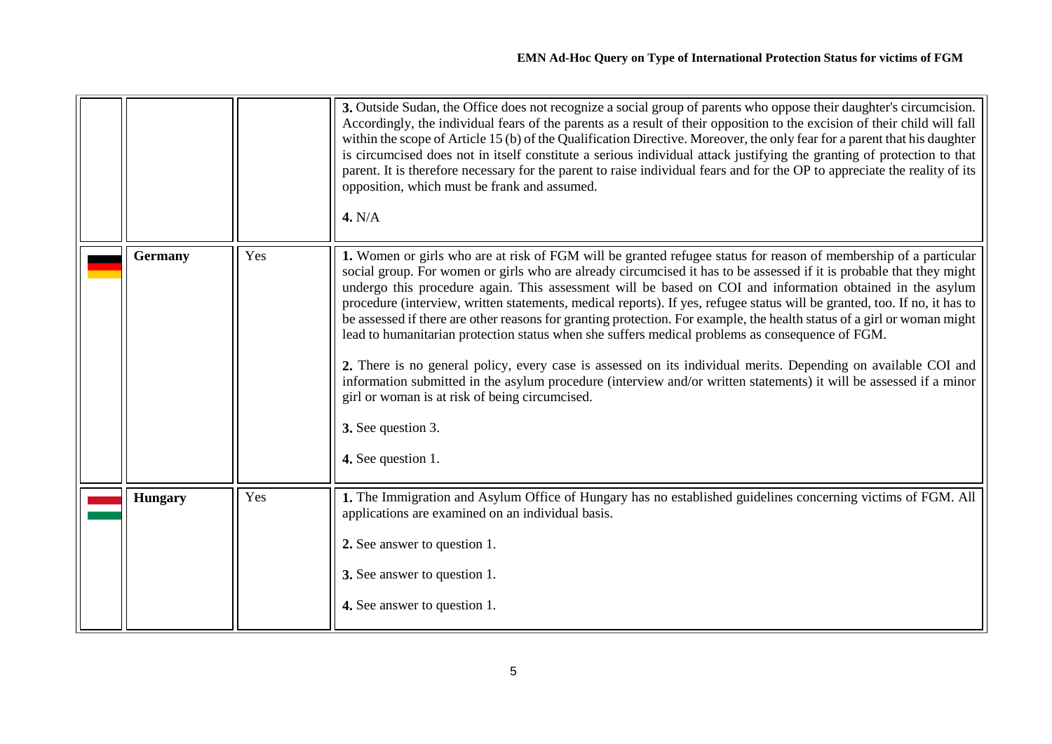| | | | |
|---|---|---|---|
| | | | **3.** Outside Sudan, the Office does not recognize a social group of parents who oppose their daughter's circumcision. Accordingly, the individual fears of the parents as a result of their opposition to the excision of their child will fall within the scope of Article 15 (b) of the Qualification Directive. Moreover, the only fear for a parent that his daughter is circumcised does not in itself constitute a serious individual attack justifying the granting of protection to that parent. It is therefore necessary for the parent to raise individual fears and for the OP to appreciate the reality of its opposition, which must be frank and assumed.<br><br>**4.** N/A |
| | **Germany** | Yes | **1.** Women or girls who are at risk of FGM will be granted refugee status for reason of membership of a particular social group. For women or girls who are already circumcised it has to be assessed if it is probable that they might undergo this procedure again. This assessment will be based on COI and information obtained in the asylum procedure (interview, written statements, medical reports). If yes, refugee status will be granted, too. If no, it has to be assessed if there are other reasons for granting protection. For example, the health status of a girl or woman might lead to humanitarian protection status when she suffers medical problems as consequence of FGM.<br><br>**2.** There is no general policy, every case is assessed on its individual merits. Depending on available COI and information submitted in the asylum procedure (interview and/or written statements) it will be assessed if a minor girl or woman is at risk of being circumcised.<br><br>**3.** See question 3.<br><br>**4.** See question 1. |
| | **Hungary** | Yes | **1.** The Immigration and Asylum Office of Hungary has no established guidelines concerning victims of FGM. All applications are examined on an individual basis.<br><br>**2.** See answer to question 1.<br><br>**3.** See answer to question 1.<br><br>**4.** See answer to question 1. |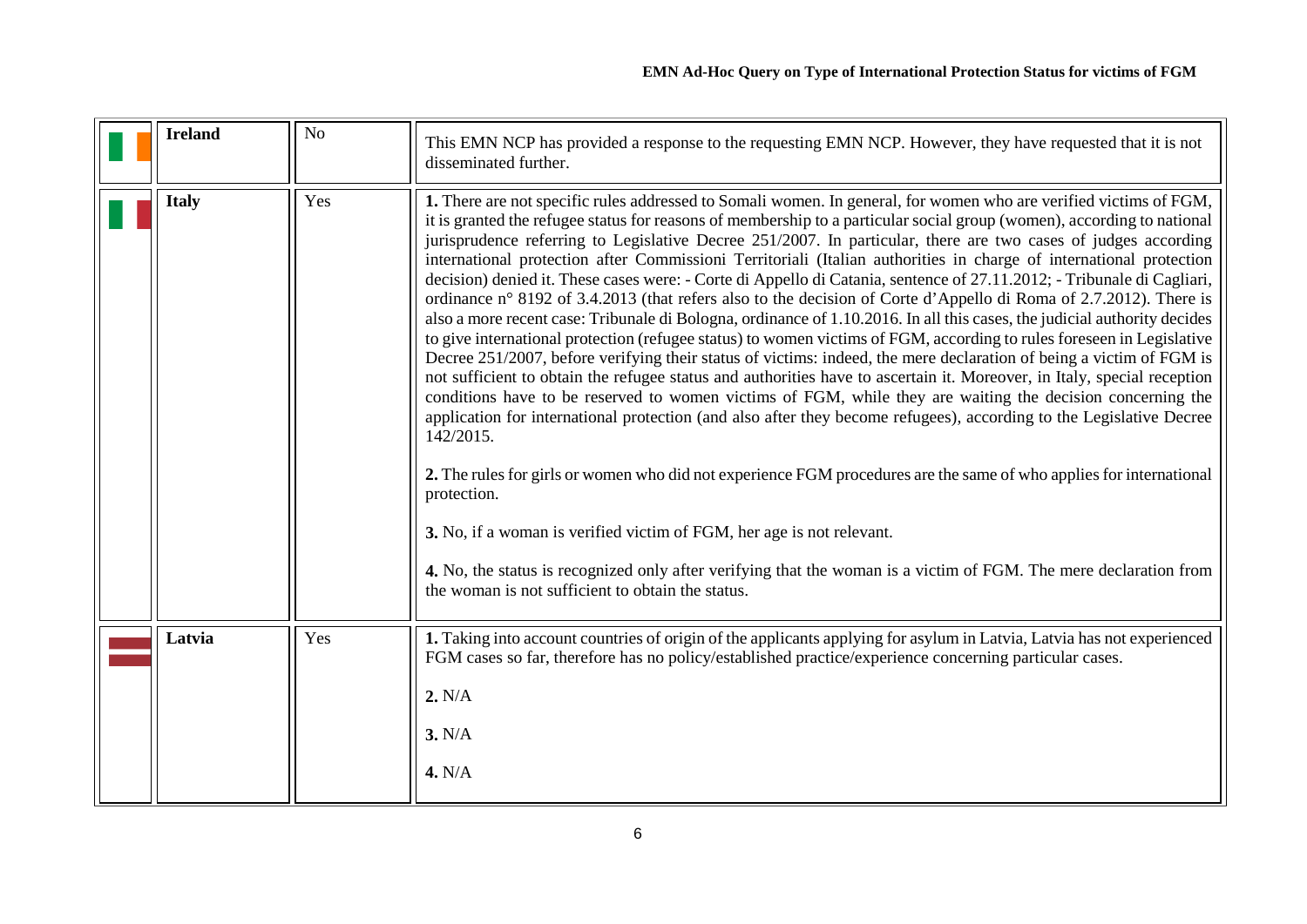| | Country | Wider Dissemination | Response |
|---|---|---|---|
| | **Ireland** | No | This EMN NCP has provided a response to the requesting EMN NCP. However, they have requested that it is not disseminated further. |
| | **Italy** | Yes | **1.** There are not specific rules addressed to Somali women. In general, for women who are verified victims of FGM, it is granted the refugee status for reasons of membership to a particular social group (women), according to national jurisprudence referring to Legislative Decree 251/2007. In particular, there are two cases of judges according international protection after Commissioni Territoriali (Italian authorities in charge of international protection decision) denied it. These cases were: - Corte di Appello di Catania, sentence of 27.11.2012; - Tribunale di Cagliari, ordinance n° 8192 of 3.4.2013 (that refers also to the decision of Corte d'Appello di Roma of 2.7.2012). There is also a more recent case: Tribunale di Bologna, ordinance of 1.10.2016. In all this cases, the judicial authority decides to give international protection (refugee status) to women victims of FGM, according to rules foreseen in Legislative Decree 251/2007, before verifying their status of victims: indeed, the mere declaration of being a victim of FGM is not sufficient to obtain the refugee status and authorities have to ascertain it. Moreover, in Italy, special reception conditions have to be reserved to women victims of FGM, while they are waiting the decision concerning the application for international protection (and also after they become refugees), according to the Legislative Decree 142/2015.<br><br>**2.** The rules for girls or women who did not experience FGM procedures are the same of who applies for international protection.<br><br>**3.** No, if a woman is verified victim of FGM, her age is not relevant.<br><br>**4.** No, the status is recognized only after verifying that the woman is a victim of FGM. The mere declaration from the woman is not sufficient to obtain the status. |
| | **Latvia** | Yes | **1.** Taking into account countries of origin of the applicants applying for asylum in Latvia, Latvia has not experienced FGM cases so far, therefore has no policy/established practice/experience concerning particular cases.<br><br>**2.** N/A<br><br>**3.** N/A<br><br>**4.** N/A |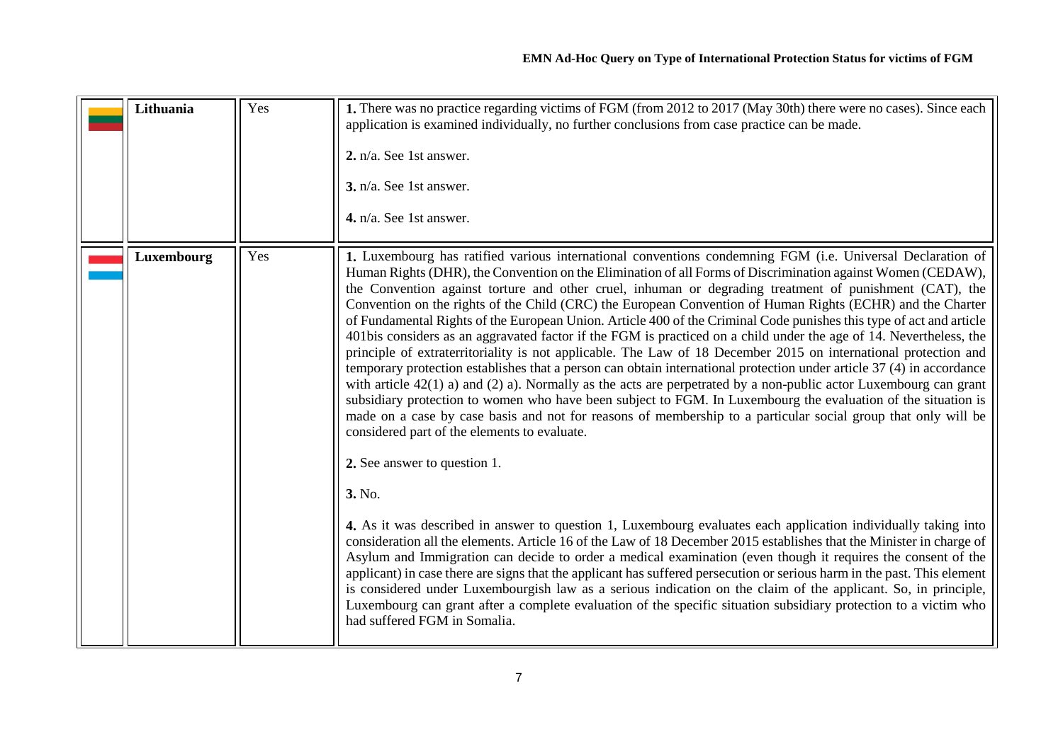| | | | |
|---|---|---|---|
| | **Lithuania** | Yes | **1.** There was no practice regarding victims of FGM (from 2012 to 2017 (May 30th) there were no cases). Since each application is examined individually, no further conclusions from case practice can be made.<br><br>**2.** n/a. See 1st answer.<br><br>**3.** n/a. See 1st answer.<br><br>**4.** n/a. See 1st answer. |
| | **Luxembourg** | Yes | **1.** Luxembourg has ratified various international conventions condemning FGM (i.e. Universal Declaration of Human Rights (DHR), the Convention on the Elimination of all Forms of Discrimination against Women (CEDAW), the Convention against torture and other cruel, inhuman or degrading treatment of punishment (CAT), the Convention on the rights of the Child (CRC) the European Convention of Human Rights (ECHR) and the Charter of Fundamental Rights of the European Union. Article 400 of the Criminal Code punishes this type of act and article 401bis considers as an aggravated factor if the FGM is practiced on a child under the age of 14. Nevertheless, the principle of extraterritoriality is not applicable. The Law of 18 December 2015 on international protection and temporary protection establishes that a person can obtain international protection under article 37 (4) in accordance with article 42(1) a) and (2) a). Normally as the acts are perpetrated by a non-public actor Luxembourg can grant subsidiary protection to women who have been subject to FGM. In Luxembourg the evaluation of the situation is made on a case by case basis and not for reasons of membership to a particular social group that only will be considered part of the elements to evaluate.<br><br>**2.** See answer to question 1.<br><br>**3.** No.<br><br>**4.** As it was described in answer to question 1, Luxembourg evaluates each application individually taking into consideration all the elements. Article 16 of the Law of 18 December 2015 establishes that the Minister in charge of Asylum and Immigration can decide to order a medical examination (even though it requires the consent of the applicant) in case there are signs that the applicant has suffered persecution or serious harm in the past. This element is considered under Luxembourgish law as a serious indication on the claim of the applicant. So, in principle, Luxembourg can grant after a complete evaluation of the specific situation subsidiary protection to a victim who had suffered FGM in Somalia. |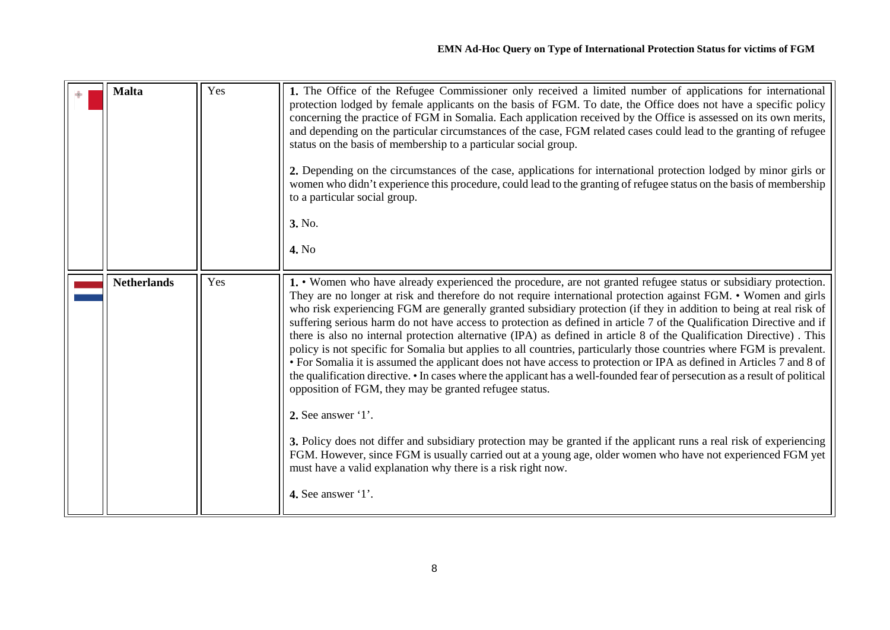| | | | |
|---|---|---|---|
| | **Malta** | Yes | **1.** The Office of the Refugee Commissioner only received a limited number of applications for international protection lodged by female applicants on the basis of FGM. To date, the Office does not have a specific policy concerning the practice of FGM in Somalia. Each application received by the Office is assessed on its own merits, and depending on the particular circumstances of the case, FGM related cases could lead to the granting of refugee status on the basis of membership to a particular social group.<br><br>**2.** Depending on the circumstances of the case, applications for international protection lodged by minor girls or women who didn't experience this procedure, could lead to the granting of refugee status on the basis of membership to a particular social group.<br><br>**3.** No.<br><br>**4.** No |
| | **Netherlands** | Yes | **1.** • Women who have already experienced the procedure, are not granted refugee status or subsidiary protection. They are no longer at risk and therefore do not require international protection against FGM. • Women and girls who risk experiencing FGM are generally granted subsidiary protection (if they in addition to being at real risk of suffering serious harm do not have access to protection as defined in article 7 of the Qualification Directive and if there is also no internal protection alternative (IPA) as defined in article 8 of the Qualification Directive) . This policy is not specific for Somalia but applies to all countries, particularly those countries where FGM is prevalent. • For Somalia it is assumed the applicant does not have access to protection or IPA as defined in Articles 7 and 8 of the qualification directive. • In cases where the applicant has a well-founded fear of persecution as a result of political opposition of FGM, they may be granted refugee status.<br><br>**2.** See answer '1'.<br><br>**3.** Policy does not differ and subsidiary protection may be granted if the applicant runs a real risk of experiencing FGM. However, since FGM is usually carried out at a young age, older women who have not experienced FGM yet must have a valid explanation why there is a risk right now.<br><br>**4.** See answer '1'. |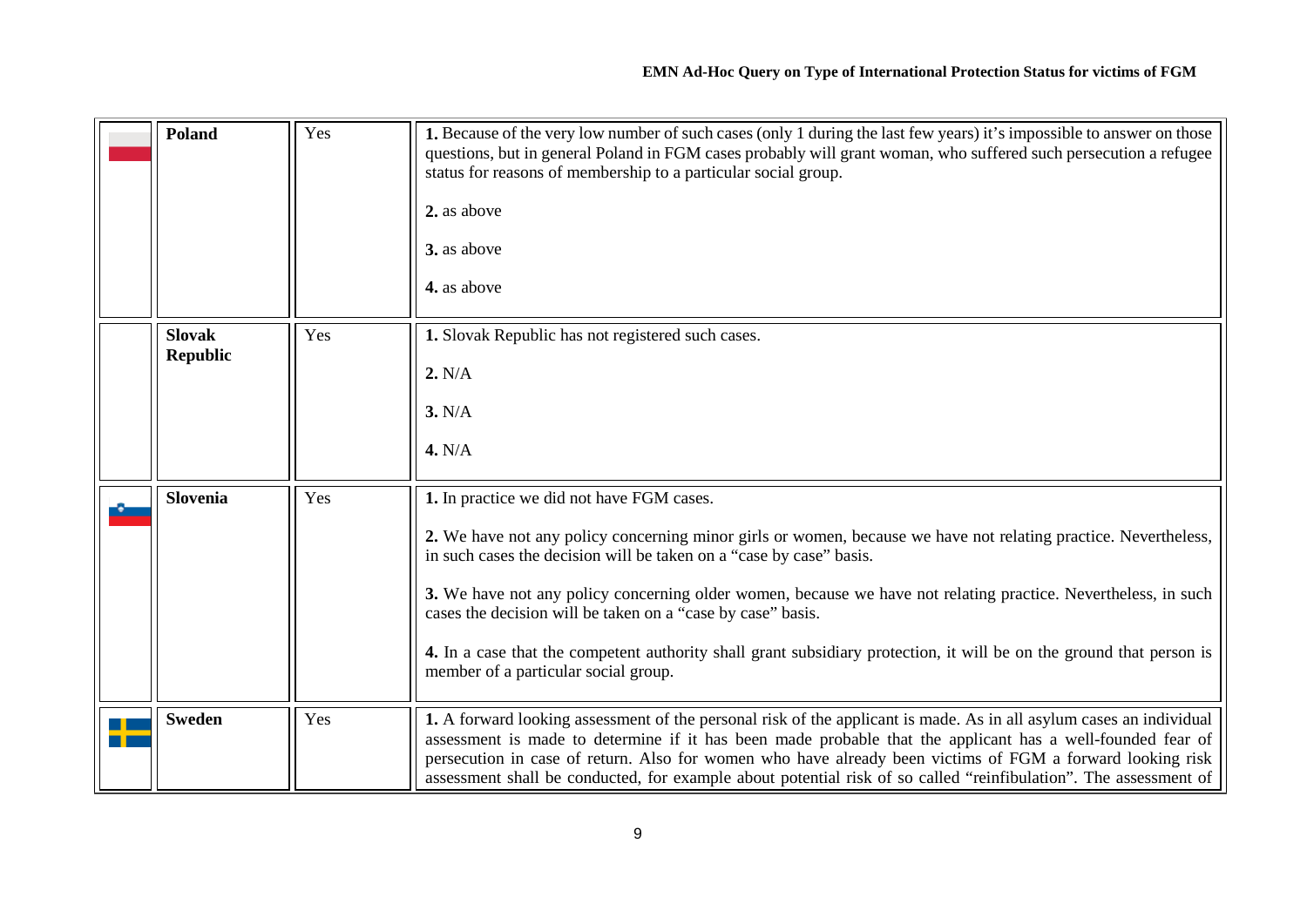| | | | |
|---|---|---|---|
| | **Poland** | Yes | **1.** Because of the very low number of such cases (only 1 during the last few years) it's impossible to answer on those questions, but in general Poland in FGM cases probably will grant woman, who suffered such persecution a refugee status for reasons of membership to a particular social group.<br><br>**2.** as above<br><br>**3.** as above<br><br>**4.** as above |
| | **Slovak Republic** | Yes | **1.** Slovak Republic has not registered such cases.<br><br>**2.** N/A<br><br>**3.** N/A<br><br>**4.** N/A |
| | **Slovenia** | Yes | **1.** In practice we did not have FGM cases.<br><br>**2.** We have not any policy concerning minor girls or women, because we have not relating practice. Nevertheless, in such cases the decision will be taken on a "case by case" basis.<br><br>**3.** We have not any policy concerning older women, because we have not relating practice. Nevertheless, in such cases the decision will be taken on a "case by case" basis.<br><br>**4.** In a case that the competent authority shall grant subsidiary protection, it will be on the ground that person is member of a particular social group. |
| | **Sweden** | Yes | **1.** A forward looking assessment of the personal risk of the applicant is made. As in all asylum cases an individual assessment is made to determine if it has been made probable that the applicant has a well-founded fear of persecution in case of return. Also for women who have already been victims of FGM a forward looking risk assessment shall be conducted, for example about potential risk of so called "reinfibulation". The assessment of |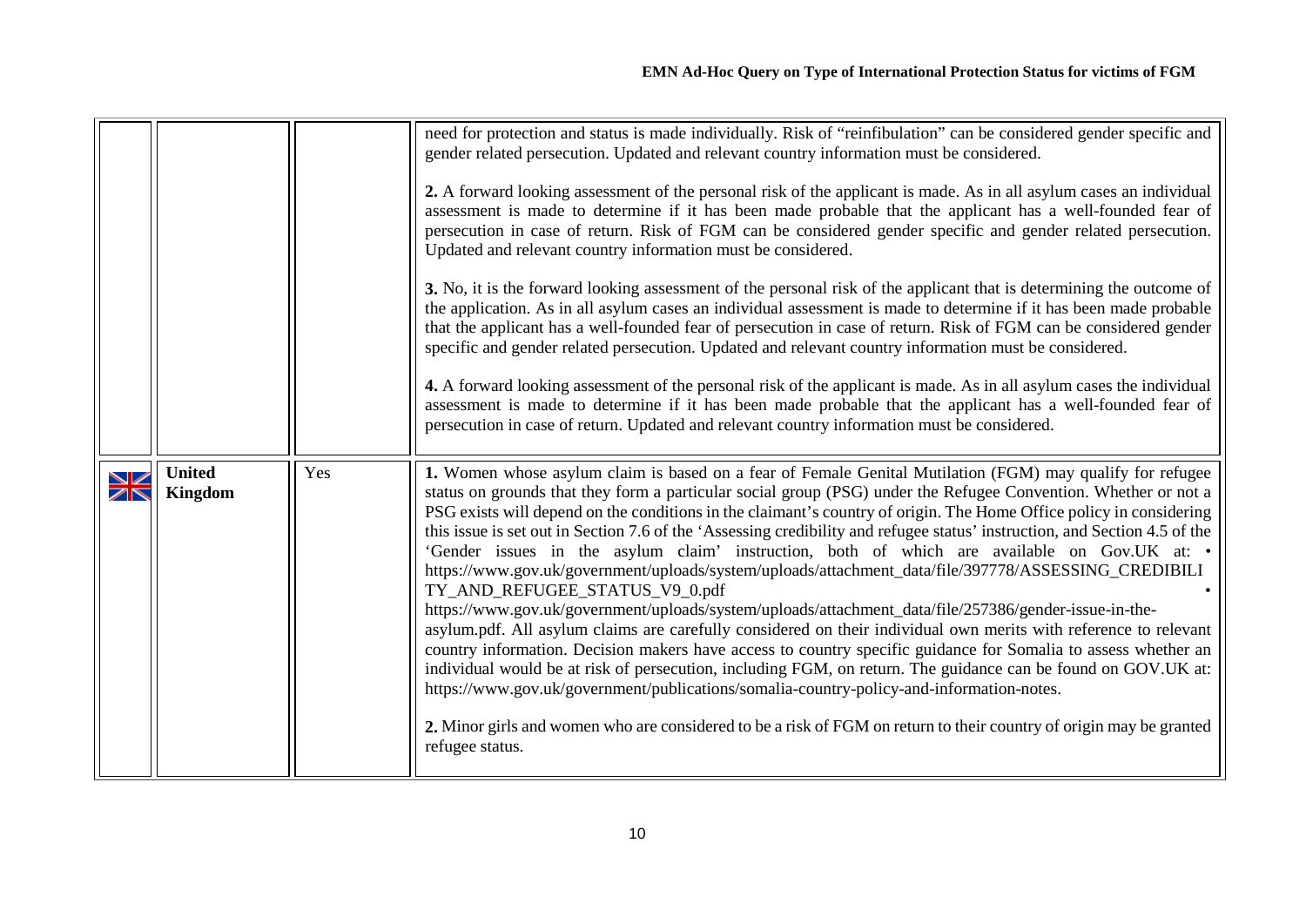| | | | |
|---|---|---|---|
| | | | need for protection and status is made individually. Risk of "reinfibulation" can be considered gender specific and gender related persecution. Updated and relevant country information must be considered.<br><br>**2.** A forward looking assessment of the personal risk of the applicant is made. As in all asylum cases an individual assessment is made to determine if it has been made probable that the applicant has a well-founded fear of persecution in case of return. Risk of FGM can be considered gender specific and gender related persecution. Updated and relevant country information must be considered.<br><br>**3.** No, it is the forward looking assessment of the personal risk of the applicant that is determining the outcome of the application. As in all asylum cases an individual assessment is made to determine if it has been made probable that the applicant has a well-founded fear of persecution in case of return. Risk of FGM can be considered gender specific and gender related persecution. Updated and relevant country information must be considered.<br><br>**4.** A forward looking assessment of the personal risk of the applicant is made. As in all asylum cases the individual assessment is made to determine if it has been made probable that the applicant has a well-founded fear of persecution in case of return. Updated and relevant country information must be considered. |
| | **United Kingdom** | Yes | **1.** Women whose asylum claim is based on a fear of Female Genital Mutilation (FGM) may qualify for refugee status on grounds that they form a particular social group (PSG) under the Refugee Convention. Whether or not a PSG exists will depend on the conditions in the claimant's country of origin. The Home Office policy in considering this issue is set out in Section 7.6 of the 'Assessing credibility and refugee status' instruction, and Section 4.5 of the 'Gender issues in the asylum claim' instruction, both of which are available on Gov.UK at: • https://www.gov.uk/government/uploads/system/uploads/attachment_data/file/397778/ASSESSING_CREDIBILITY_AND_REFUGEE_STATUS_V9_0.pdf • https://www.gov.uk/government/uploads/system/uploads/attachment_data/file/257386/gender-issue-in-the-asylum.pdf. All asylum claims are carefully considered on their individual own merits with reference to relevant country information. Decision makers have access to country specific guidance for Somalia to assess whether an individual would be at risk of persecution, including FGM, on return. The guidance can be found on GOV.UK at: https://www.gov.uk/government/publications/somalia-country-policy-and-information-notes.<br><br>**2.** Minor girls and women who are considered to be a risk of FGM on return to their country of origin may be granted refugee status. |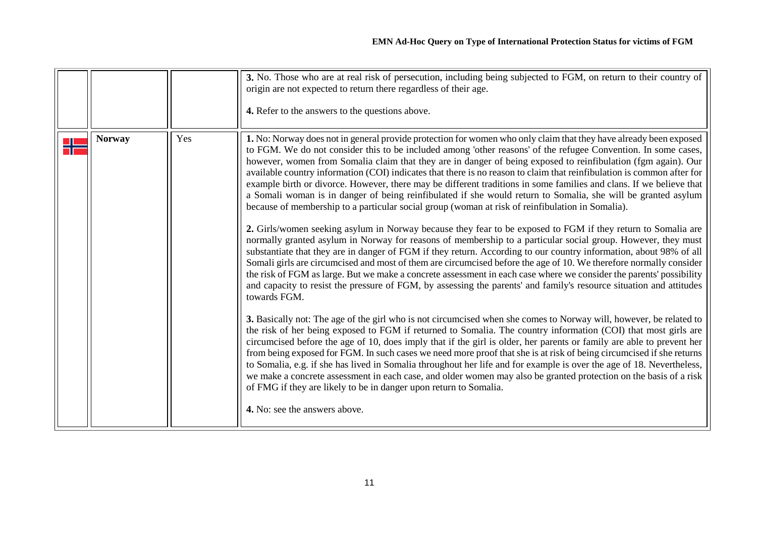| | | | |
|---|---|---|---|
| | | | **3.** No. Those who are at real risk of persecution, including being subjected to FGM, on return to their country of origin are not expected to return there regardless of their age.<br><br>**4.** Refer to the answers to the questions above. |
| | **Norway** | Yes | **1.** No: Norway does not in general provide protection for women who only claim that they have already been exposed to FGM. We do not consider this to be included among 'other reasons' of the refugee Convention. In some cases, however, women from Somalia claim that they are in danger of being exposed to reinfibulation (fgm again). Our available country information (COI) indicates that there is no reason to claim that reinfibulation is common after for example birth or divorce. However, there may be different traditions in some families and clans. If we believe that a Somali woman is in danger of being reinfibulated if she would return to Somalia, she will be granted asylum because of membership to a particular social group (woman at risk of reinfibulation in Somalia).<br><br>**2.** Girls/women seeking asylum in Norway because they fear to be exposed to FGM if they return to Somalia are normally granted asylum in Norway for reasons of membership to a particular social group. However, they must substantiate that they are in danger of FGM if they return. According to our country information, about 98% of all Somali girls are circumcised and most of them are circumcised before the age of 10. We therefore normally consider the risk of FGM as large. But we make a concrete assessment in each case where we consider the parents' possibility and capacity to resist the pressure of FGM, by assessing the parents' and family's resource situation and attitudes towards FGM.<br><br>**3.** Basically not: The age of the girl who is not circumcised when she comes to Norway will, however, be related to the risk of her being exposed to FGM if returned to Somalia. The country information (COI) that most girls are circumcised before the age of 10, does imply that if the girl is older, her parents or family are able to prevent her from being exposed for FGM. In such cases we need more proof that she is at risk of being circumcised if she returns to Somalia, e.g. if she has lived in Somalia throughout her life and for example is over the age of 18. Nevertheless, we make a concrete assessment in each case, and older women may also be granted protection on the basis of a risk of FMG if they are likely to be in danger upon return to Somalia.<br><br>**4.** No: see the answers above. |